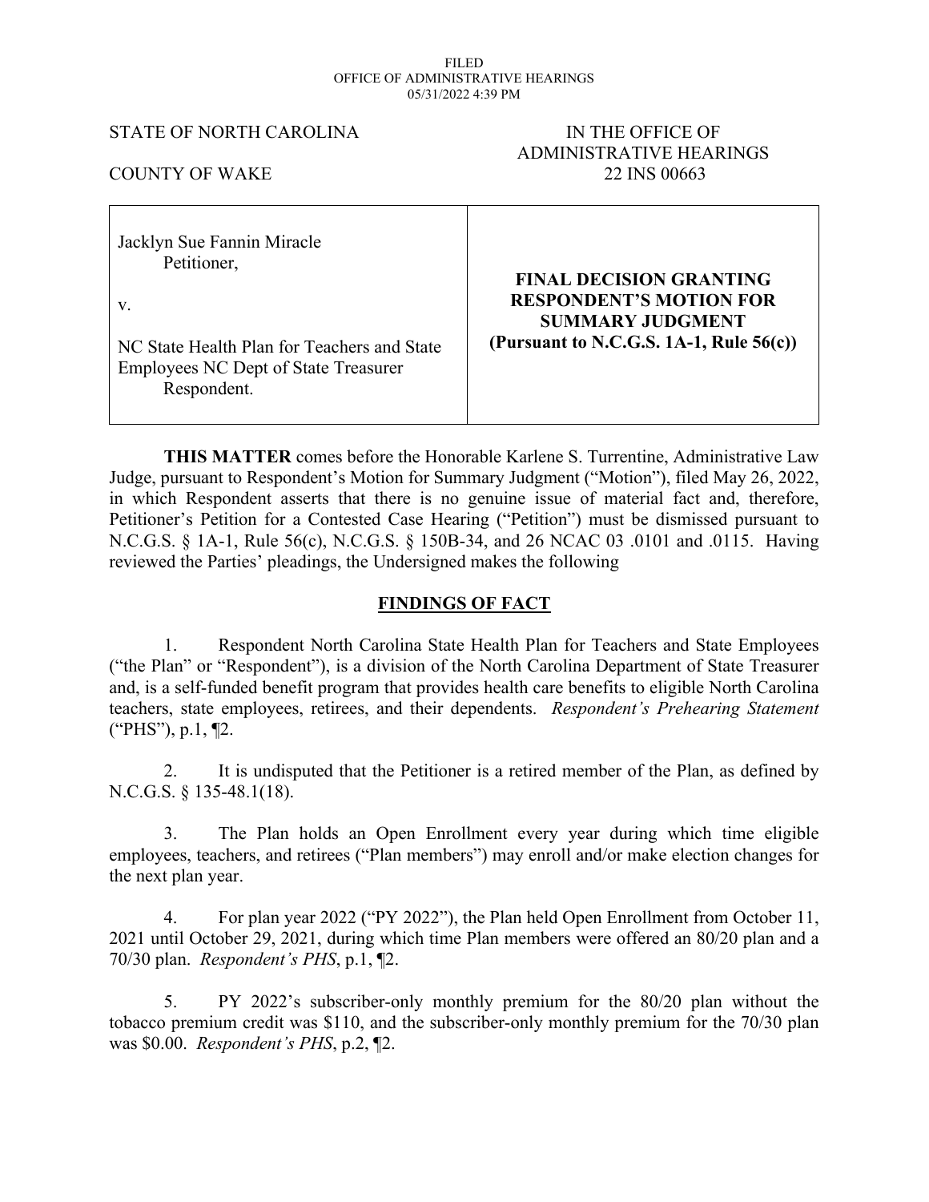FILED
OFFICE OF ADMINISTRATIVE HEARINGS
05/31/2022 4:39 PM

STATE OF NORTH CAROLINA

COUNTY OF WAKE

IN THE OFFICE OF
ADMINISTRATIVE HEARINGS
22 INS 00663

| | |
|---|---|
| Jacklyn Sue Fannin Miracle<br>Petitioner,<br><br>v.<br><br>NC State Health Plan for Teachers and State Employees NC Dept of State Treasurer<br>Respondent. | **FINAL DECISION GRANTING RESPONDENT'S MOTION FOR SUMMARY JUDGMENT (Pursuant to N.C.G.S. 1A-1, Rule 56(c))** |

**THIS MATTER** comes before the Honorable Karlene S. Turrentine, Administrative Law Judge, pursuant to Respondent's Motion for Summary Judgment ("Motion"), filed May 26, 2022, in which Respondent asserts that there is no genuine issue of material fact and, therefore, Petitioner's Petition for a Contested Case Hearing ("Petition") must be dismissed pursuant to N.C.G.S. § 1A-1, Rule 56(c), N.C.G.S. § 150B-34, and 26 NCAC 03 .0101 and .0115. Having reviewed the Parties' pleadings, the Undersigned makes the following

## FINDINGS OF FACT

1. Respondent North Carolina State Health Plan for Teachers and State Employees ("the Plan" or "Respondent"), is a division of the North Carolina Department of State Treasurer and, is a self-funded benefit program that provides health care benefits to eligible North Carolina teachers, state employees, retirees, and their dependents. *Respondent's Prehearing Statement* ("PHS"), p.1, ¶2.

2. It is undisputed that the Petitioner is a retired member of the Plan, as defined by N.C.G.S. § 135-48.1(18).

3. The Plan holds an Open Enrollment every year during which time eligible employees, teachers, and retirees ("Plan members") may enroll and/or make election changes for the next plan year.

4. For plan year 2022 ("PY 2022"), the Plan held Open Enrollment from October 11, 2021 until October 29, 2021, during which time Plan members were offered an 80/20 plan and a 70/30 plan. *Respondent's PHS*, p.1, ¶2.

5. PY 2022's subscriber-only monthly premium for the 80/20 plan without the tobacco premium credit was $110, and the subscriber-only monthly premium for the 70/30 plan was $0.00. *Respondent's PHS*, p.2, ¶2.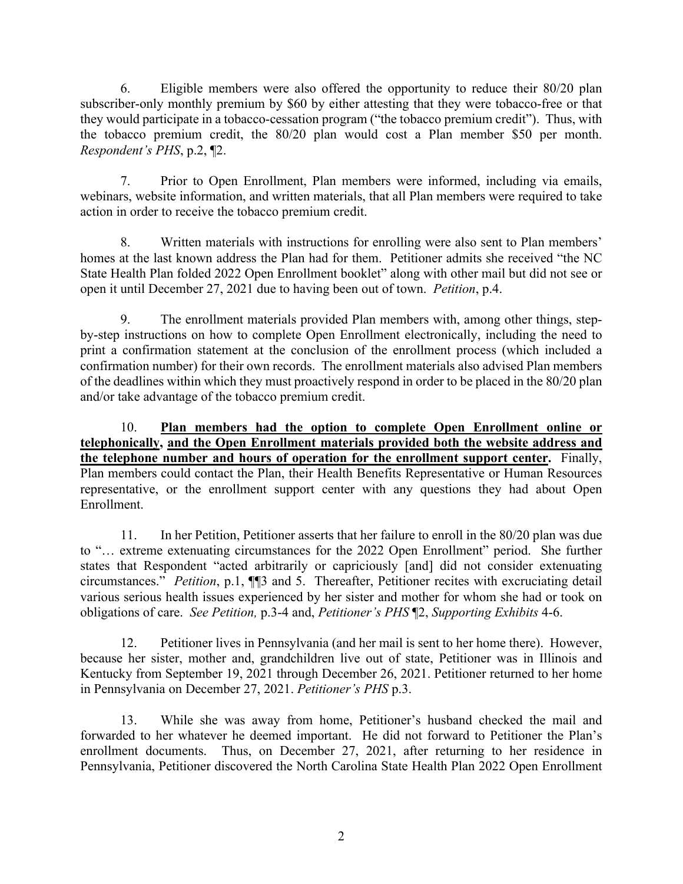6. Eligible members were also offered the opportunity to reduce their 80/20 plan subscriber-only monthly premium by $60 by either attesting that they were tobacco-free or that they would participate in a tobacco-cessation program ("the tobacco premium credit"). Thus, with the tobacco premium credit, the 80/20 plan would cost a Plan member $50 per month. *Respondent's PHS*, p.2, ¶2.

7. Prior to Open Enrollment, Plan members were informed, including via emails, webinars, website information, and written materials, that all Plan members were required to take action in order to receive the tobacco premium credit.

8. Written materials with instructions for enrolling were also sent to Plan members' homes at the last known address the Plan had for them. Petitioner admits she received "the NC State Health Plan folded 2022 Open Enrollment booklet" along with other mail but did not see or open it until December 27, 2021 due to having been out of town. *Petition*, p.4.

9. The enrollment materials provided Plan members with, among other things, step-by-step instructions on how to complete Open Enrollment electronically, including the need to print a confirmation statement at the conclusion of the enrollment process (which included a confirmation number) for their own records. The enrollment materials also advised Plan members of the deadlines within which they must proactively respond in order to be placed in the 80/20 plan and/or take advantage of the tobacco premium credit.

10. **<u>Plan members had the option to complete Open Enrollment online or telephonically</u>, <u>and the Open Enrollment materials provided both the website address and the telephone number and hours of operation for the enrollment support center</u>.** Finally, Plan members could contact the Plan, their Health Benefits Representative or Human Resources representative, or the enrollment support center with any questions they had about Open Enrollment.

11. In her Petition, Petitioner asserts that her failure to enroll in the 80/20 plan was due to "… extreme extenuating circumstances for the 2022 Open Enrollment" period. She further states that Respondent "acted arbitrarily or capriciously [and] did not consider extenuating circumstances." *Petition*, p.1, ¶¶3 and 5. Thereafter, Petitioner recites with excruciating detail various serious health issues experienced by her sister and mother for whom she had or took on obligations of care. *See Petition,* p.3-4 and, *Petitioner's PHS* ¶2, *Supporting Exhibits* 4-6.

12. Petitioner lives in Pennsylvania (and her mail is sent to her home there). However, because her sister, mother and, grandchildren live out of state, Petitioner was in Illinois and Kentucky from September 19, 2021 through December 26, 2021. Petitioner returned to her home in Pennsylvania on December 27, 2021. *Petitioner's PHS* p.3.

13. While she was away from home, Petitioner's husband checked the mail and forwarded to her whatever he deemed important. He did not forward to Petitioner the Plan's enrollment documents. Thus, on December 27, 2021, after returning to her residence in Pennsylvania, Petitioner discovered the North Carolina State Health Plan 2022 Open Enrollment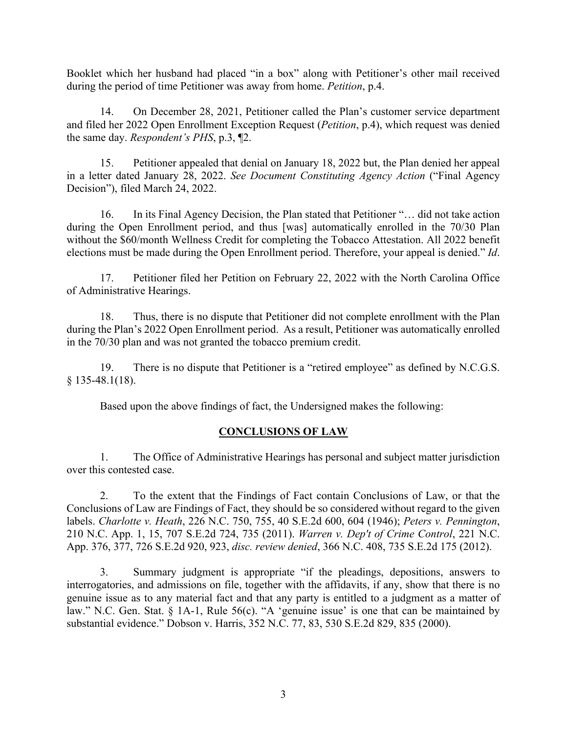Booklet which her husband had placed "in a box" along with Petitioner's other mail received during the period of time Petitioner was away from home. *Petition*, p.4.

14. On December 28, 2021, Petitioner called the Plan's customer service department and filed her 2022 Open Enrollment Exception Request (*Petition*, p.4), which request was denied the same day. *Respondent's PHS*, p.3, ¶2.

15. Petitioner appealed that denial on January 18, 2022 but, the Plan denied her appeal in a letter dated January 28, 2022. *See Document Constituting Agency Action* ("Final Agency Decision"), filed March 24, 2022.

16. In its Final Agency Decision, the Plan stated that Petitioner "… did not take action during the Open Enrollment period, and thus [was] automatically enrolled in the 70/30 Plan without the $60/month Wellness Credit for completing the Tobacco Attestation. All 2022 benefit elections must be made during the Open Enrollment period. Therefore, your appeal is denied." *Id*.

17. Petitioner filed her Petition on February 22, 2022 with the North Carolina Office of Administrative Hearings.

18. Thus, there is no dispute that Petitioner did not complete enrollment with the Plan during the Plan's 2022 Open Enrollment period. As a result, Petitioner was automatically enrolled in the 70/30 plan and was not granted the tobacco premium credit.

19. There is no dispute that Petitioner is a "retired employee" as defined by N.C.G.S. § 135-48.1(18).

Based upon the above findings of fact, the Undersigned makes the following:

## CONCLUSIONS OF LAW

1. The Office of Administrative Hearings has personal and subject matter jurisdiction over this contested case.

2. To the extent that the Findings of Fact contain Conclusions of Law, or that the Conclusions of Law are Findings of Fact, they should be so considered without regard to the given labels. *Charlotte v. Heath*, 226 N.C. 750, 755, 40 S.E.2d 600, 604 (1946); *Peters v. Pennington*, 210 N.C. App. 1, 15, 707 S.E.2d 724, 735 (2011). *Warren v. Dep't of Crime Control*, 221 N.C. App. 376, 377, 726 S.E.2d 920, 923, *disc. review denied*, 366 N.C. 408, 735 S.E.2d 175 (2012).

3. Summary judgment is appropriate "if the pleadings, depositions, answers to interrogatories, and admissions on file, together with the affidavits, if any, show that there is no genuine issue as to any material fact and that any party is entitled to a judgment as a matter of law." N.C. Gen. Stat. § 1A-1, Rule 56(c). "A 'genuine issue' is one that can be maintained by substantial evidence." Dobson v. Harris, 352 N.C. 77, 83, 530 S.E.2d 829, 835 (2000).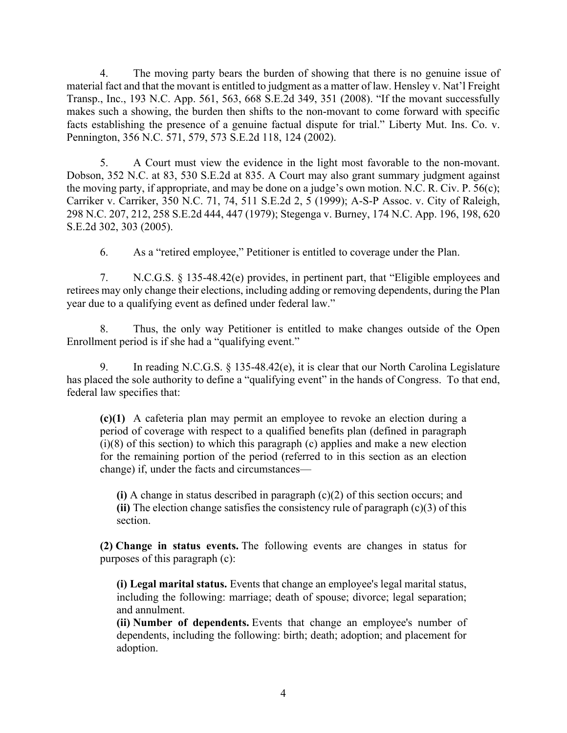4. The moving party bears the burden of showing that there is no genuine issue of material fact and that the movant is entitled to judgment as a matter of law. Hensley v. Nat'l Freight Transp., Inc., 193 N.C. App. 561, 563, 668 S.E.2d 349, 351 (2008). "If the movant successfully makes such a showing, the burden then shifts to the non-movant to come forward with specific facts establishing the presence of a genuine factual dispute for trial." Liberty Mut. Ins. Co. v. Pennington, 356 N.C. 571, 579, 573 S.E.2d 118, 124 (2002).

5. A Court must view the evidence in the light most favorable to the non-movant. Dobson, 352 N.C. at 83, 530 S.E.2d at 835. A Court may also grant summary judgment against the moving party, if appropriate, and may be done on a judge's own motion. N.C. R. Civ. P. 56(c); Carriker v. Carriker, 350 N.C. 71, 74, 511 S.E.2d 2, 5 (1999); A-S-P Assoc. v. City of Raleigh, 298 N.C. 207, 212, 258 S.E.2d 444, 447 (1979); Stegenga v. Burney, 174 N.C. App. 196, 198, 620 S.E.2d 302, 303 (2005).

6. As a "retired employee," Petitioner is entitled to coverage under the Plan.

7. N.C.G.S. § 135-48.42(e) provides, in pertinent part, that "Eligible employees and retirees may only change their elections, including adding or removing dependents, during the Plan year due to a qualifying event as defined under federal law."

8. Thus, the only way Petitioner is entitled to make changes outside of the Open Enrollment period is if she had a "qualifying event."

9. In reading N.C.G.S. § 135-48.42(e), it is clear that our North Carolina Legislature has placed the sole authority to define a "qualifying event" in the hands of Congress. To that end, federal law specifies that:

> **(c)(1)** A cafeteria plan may permit an employee to revoke an election during a period of coverage with respect to a qualified benefits plan (defined in paragraph (i)(8) of this section) to which this paragraph (c) applies and make a new election for the remaining portion of the period (referred to in this section as an election change) if, under the facts and circumstances—
>
> > **(i)** A change in status described in paragraph (c)(2) of this section occurs; and
> > **(ii)** The election change satisfies the consistency rule of paragraph (c)(3) of this section.
>
> **(2) Change in status events.** The following events are changes in status for purposes of this paragraph (c):
>
> > **(i) Legal marital status.** Events that change an employee's legal marital status, including the following: marriage; death of spouse; divorce; legal separation; and annulment.
> > **(ii) Number of dependents.** Events that change an employee's number of dependents, including the following: birth; death; adoption; and placement for adoption.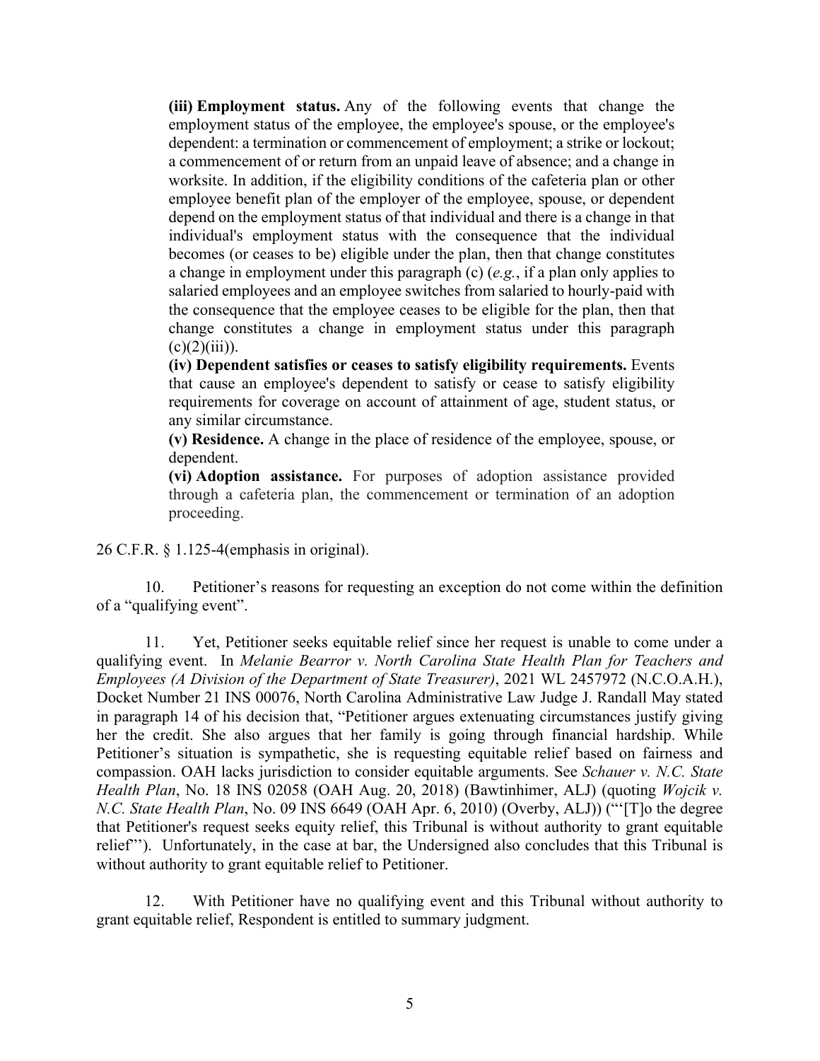> **(iii) Employment status.** Any of the following events that change the employment status of the employee, the employee's spouse, or the employee's dependent: a termination or commencement of employment; a strike or lockout; a commencement of or return from an unpaid leave of absence; and a change in worksite. In addition, if the eligibility conditions of the cafeteria plan or other employee benefit plan of the employer of the employee, spouse, or dependent depend on the employment status of that individual and there is a change in that individual's employment status with the consequence that the individual becomes (or ceases to be) eligible under the plan, then that change constitutes a change in employment under this paragraph (c) (*e.g.*, if a plan only applies to salaried employees and an employee switches from salaried to hourly-paid with the consequence that the employee ceases to be eligible for the plan, then that change constitutes a change in employment status under this paragraph (c)(2)(iii)).
>
> **(iv) Dependent satisfies or ceases to satisfy eligibility requirements.** Events that cause an employee's dependent to satisfy or cease to satisfy eligibility requirements for coverage on account of attainment of age, student status, or any similar circumstance.
>
> **(v) Residence.** A change in the place of residence of the employee, spouse, or dependent.
>
> **(vi) Adoption assistance.** For purposes of adoption assistance provided through a cafeteria plan, the commencement or termination of an adoption proceeding.

26 C.F.R. § 1.125-4(emphasis in original).

10. Petitioner's reasons for requesting an exception do not come within the definition of a "qualifying event".

11. Yet, Petitioner seeks equitable relief since her request is unable to come under a qualifying event. In *Melanie Bearror v. North Carolina State Health Plan for Teachers and Employees (A Division of the Department of State Treasurer)*, 2021 WL 2457972 (N.C.O.A.H.), Docket Number 21 INS 00076, North Carolina Administrative Law Judge J. Randall May stated in paragraph 14 of his decision that, "Petitioner argues extenuating circumstances justify giving her the credit. She also argues that her family is going through financial hardship. While Petitioner's situation is sympathetic, she is requesting equitable relief based on fairness and compassion. OAH lacks jurisdiction to consider equitable arguments. See *Schauer v. N.C. State Health Plan*, No. 18 INS 02058 (OAH Aug. 20, 2018) (Bawtinhimer, ALJ) (quoting *Wojcik v. N.C. State Health Plan*, No. 09 INS 6649 (OAH Apr. 6, 2010) (Overby, ALJ)) ("'[T]o the degree that Petitioner's request seeks equity relief, this Tribunal is without authority to grant equitable relief''). Unfortunately, in the case at bar, the Undersigned also concludes that this Tribunal is without authority to grant equitable relief to Petitioner.

12. With Petitioner have no qualifying event and this Tribunal without authority to grant equitable relief, Respondent is entitled to summary judgment.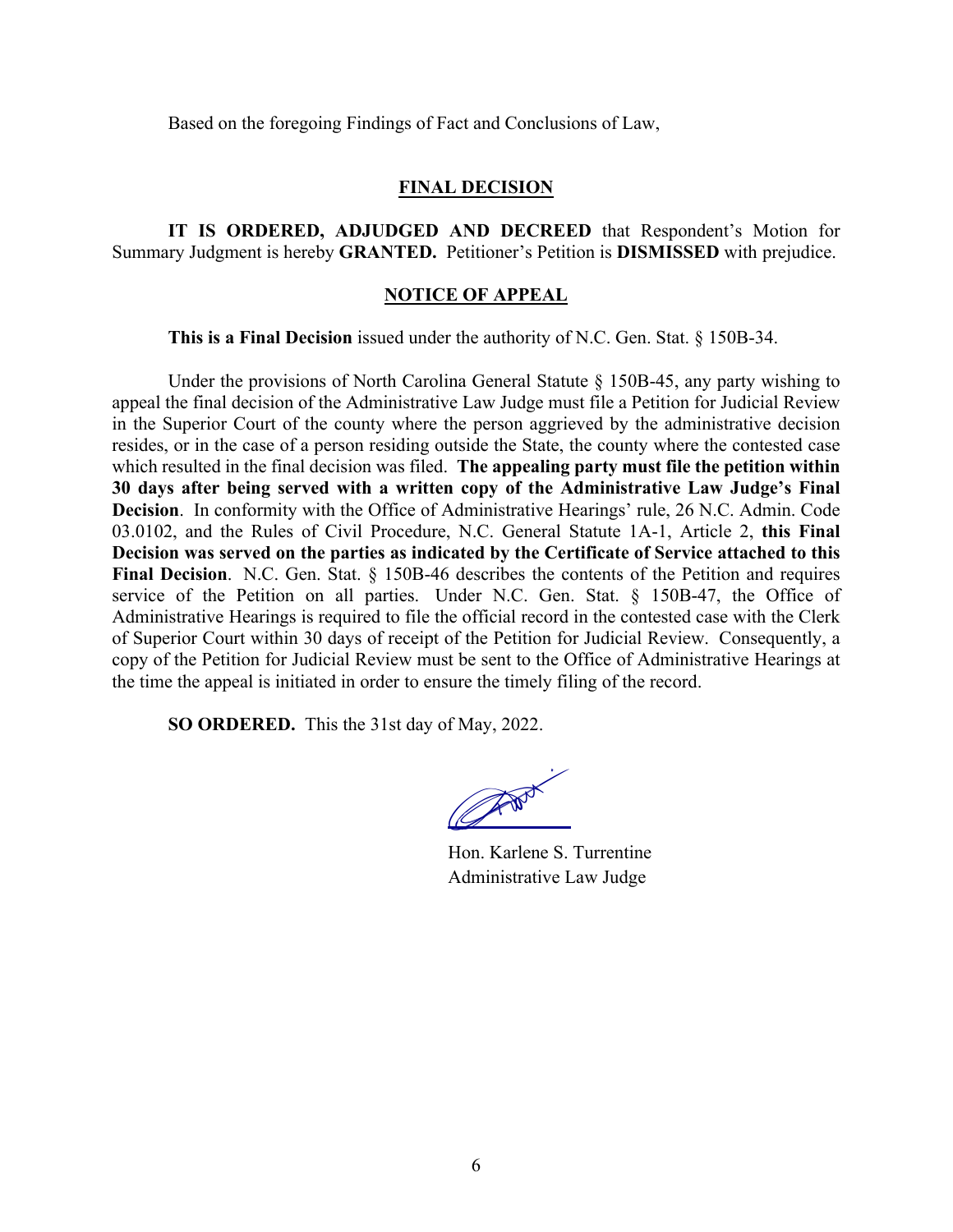Based on the foregoing Findings of Fact and Conclusions of Law,

## FINAL DECISION

**IT IS ORDERED, ADJUDGED AND DECREED** that Respondent's Motion for Summary Judgment is hereby **GRANTED.** Petitioner's Petition is **DISMISSED** with prejudice.

## NOTICE OF APPEAL

**This is a Final Decision** issued under the authority of N.C. Gen. Stat. § 150B-34.

Under the provisions of North Carolina General Statute § 150B-45, any party wishing to appeal the final decision of the Administrative Law Judge must file a Petition for Judicial Review in the Superior Court of the county where the person aggrieved by the administrative decision resides, or in the case of a person residing outside the State, the county where the contested case which resulted in the final decision was filed. **The appealing party must file the petition within 30 days after being served with a written copy of the Administrative Law Judge's Final Decision**. In conformity with the Office of Administrative Hearings' rule, 26 N.C. Admin. Code 03.0102, and the Rules of Civil Procedure, N.C. General Statute 1A-1, Article 2, **this Final Decision was served on the parties as indicated by the Certificate of Service attached to this Final Decision**. N.C. Gen. Stat. § 150B-46 describes the contents of the Petition and requires service of the Petition on all parties. Under N.C. Gen. Stat. § 150B-47, the Office of Administrative Hearings is required to file the official record in the contested case with the Clerk of Superior Court within 30 days of receipt of the Petition for Judicial Review. Consequently, a copy of the Petition for Judicial Review must be sent to the Office of Administrative Hearings at the time the appeal is initiated in order to ensure the timely filing of the record.

**SO ORDERED.** This the 31st day of May, 2022.

Hon. Karlene S. Turrentine
Administrative Law Judge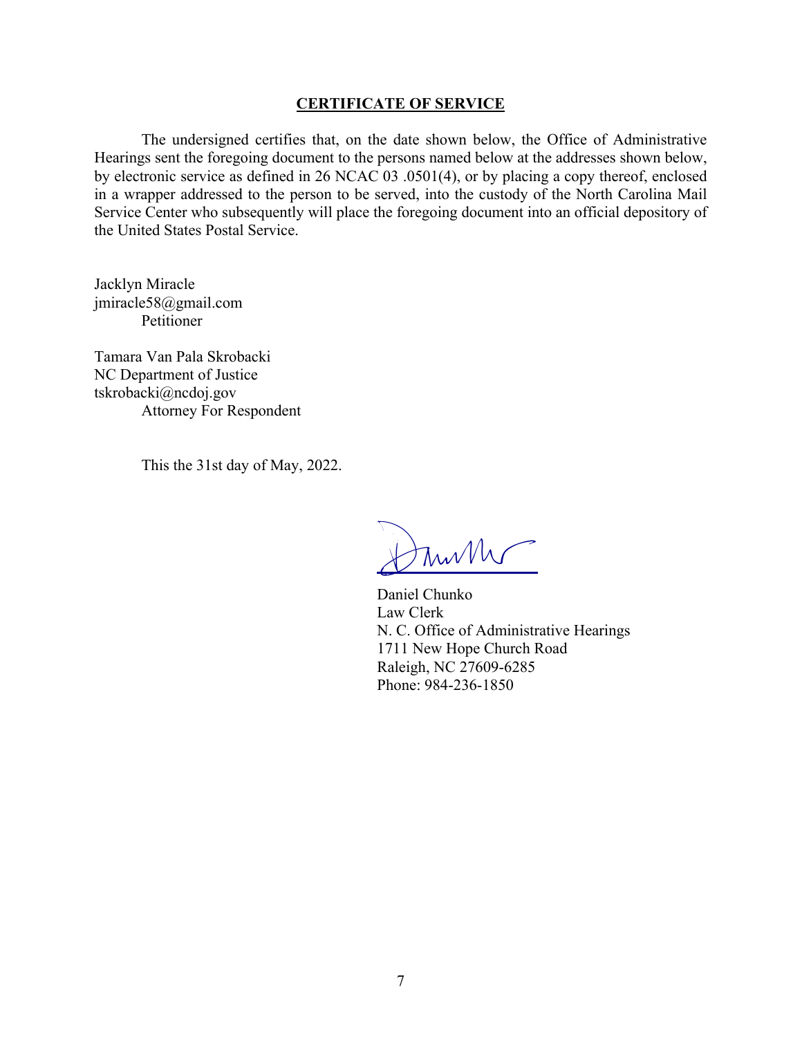## CERTIFICATE OF SERVICE

The undersigned certifies that, on the date shown below, the Office of Administrative Hearings sent the foregoing document to the persons named below at the addresses shown below, by electronic service as defined in 26 NCAC 03 .0501(4), or by placing a copy thereof, enclosed in a wrapper addressed to the person to be served, into the custody of the North Carolina Mail Service Center who subsequently will place the foregoing document into an official depository of the United States Postal Service.

Jacklyn Miracle
jmiracle58@gmail.com
Petitioner

Tamara Van Pala Skrobacki
NC Department of Justice
tskrobacki@ncdoj.gov
Attorney For Respondent

This the 31st day of May, 2022.

Daniel Chunko
Law Clerk
N. C. Office of Administrative Hearings
1711 New Hope Church Road
Raleigh, NC 27609-6285
Phone: 984-236-1850